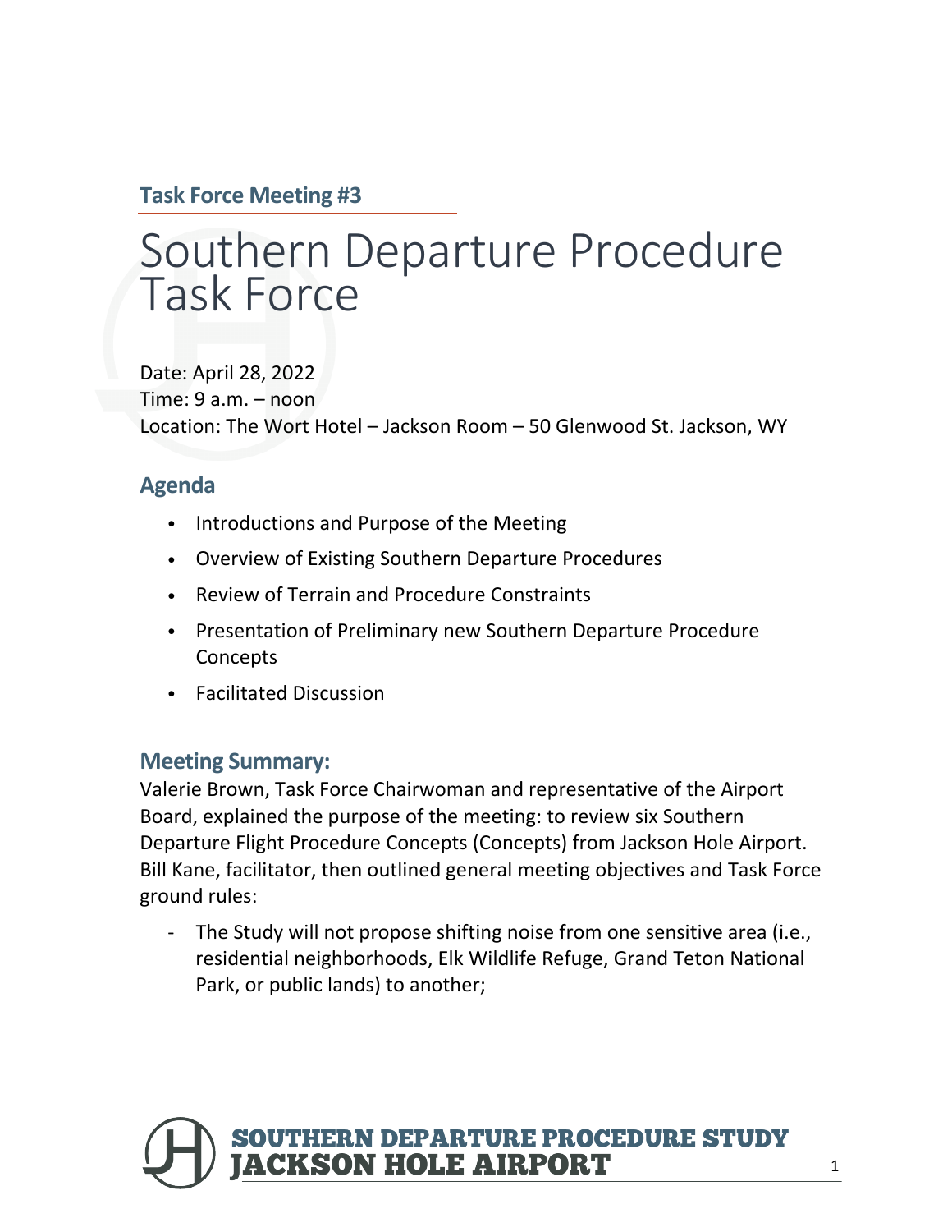## Task Force Meeting #3

# Southern Departure Procedure Task Force

Date: April 28, 2022
Time: 9 a.m. – noon
Location: The Wort Hotel – Jackson Room – 50 Glenwood St. Jackson, WY

## Agenda

- Introductions and Purpose of the Meeting
- Overview of Existing Southern Departure Procedures
- Review of Terrain and Procedure Constraints
- Presentation of Preliminary new Southern Departure Procedure Concepts
- Facilitated Discussion

## Meeting Summary:

Valerie Brown, Task Force Chairwoman and representative of the Airport Board, explained the purpose of the meeting: to review six Southern Departure Flight Procedure Concepts (Concepts) from Jackson Hole Airport. Bill Kane, facilitator, then outlined general meeting objectives and Task Force ground rules:

- The Study will not propose shifting noise from one sensitive area (i.e., residential neighborhoods, Elk Wildlife Refuge, Grand Teton National Park, or public lands) to another;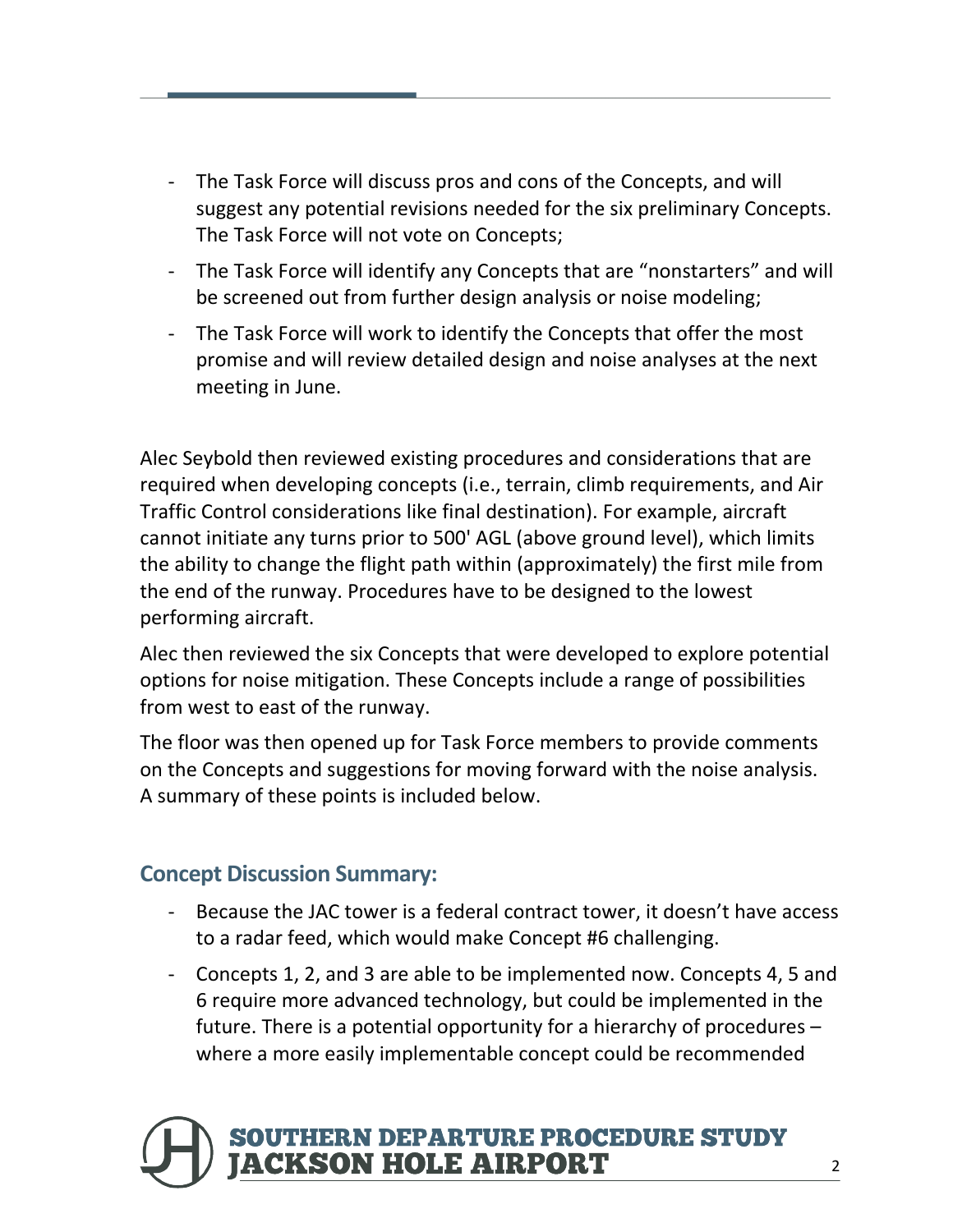- The Task Force will discuss pros and cons of the Concepts, and will suggest any potential revisions needed for the six preliminary Concepts. The Task Force will not vote on Concepts;
- The Task Force will identify any Concepts that are "nonstarters" and will be screened out from further design analysis or noise modeling;
- The Task Force will work to identify the Concepts that offer the most promise and will review detailed design and noise analyses at the next meeting in June.

Alec Seybold then reviewed existing procedures and considerations that are required when developing concepts (i.e., terrain, climb requirements, and Air Traffic Control considerations like final destination). For example, aircraft cannot initiate any turns prior to 500' AGL (above ground level), which limits the ability to change the flight path within (approximately) the first mile from the end of the runway. Procedures have to be designed to the lowest performing aircraft.

Alec then reviewed the six Concepts that were developed to explore potential options for noise mitigation. These Concepts include a range of possibilities from west to east of the runway.

The floor was then opened up for Task Force members to provide comments on the Concepts and suggestions for moving forward with the noise analysis. A summary of these points is included below.

## Concept Discussion Summary:

- Because the JAC tower is a federal contract tower, it doesn't have access to a radar feed, which would make Concept #6 challenging.
- Concepts 1, 2, and 3 are able to be implemented now. Concepts 4, 5 and 6 require more advanced technology, but could be implemented in the future. There is a potential opportunity for a hierarchy of procedures – where a more easily implementable concept could be recommended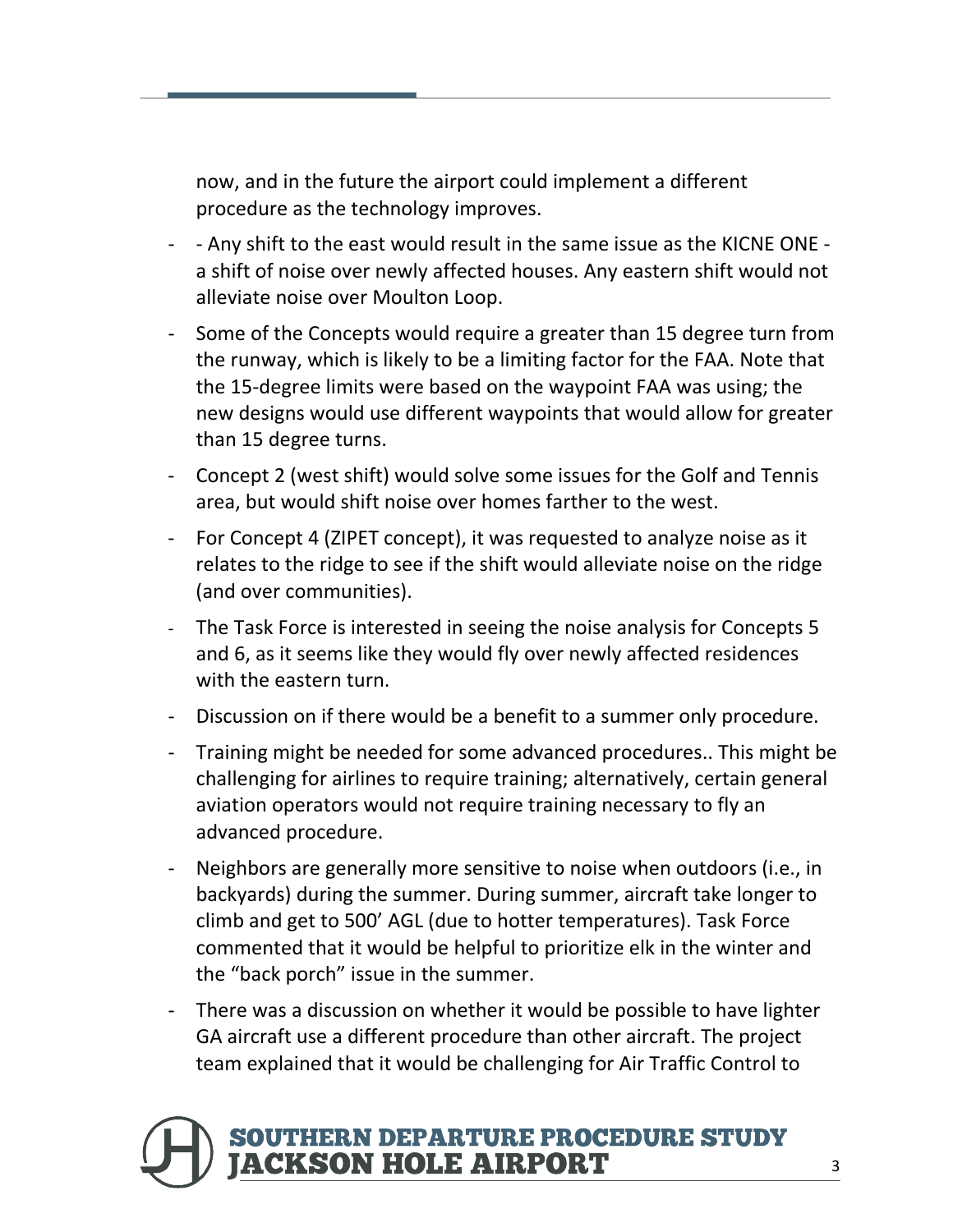now, and in the future the airport could implement a different procedure as the technology improves.

- - Any shift to the east would result in the same issue as the KICNE ONE - a shift of noise over newly affected houses. Any eastern shift would not alleviate noise over Moulton Loop.
- Some of the Concepts would require a greater than 15 degree turn from the runway, which is likely to be a limiting factor for the FAA. Note that the 15-degree limits were based on the waypoint FAA was using; the new designs would use different waypoints that would allow for greater than 15 degree turns.
- Concept 2 (west shift) would solve some issues for the Golf and Tennis area, but would shift noise over homes farther to the west.
- For Concept 4 (ZIPET concept), it was requested to analyze noise as it relates to the ridge to see if the shift would alleviate noise on the ridge (and over communities).
- The Task Force is interested in seeing the noise analysis for Concepts 5 and 6, as it seems like they would fly over newly affected residences with the eastern turn.
- Discussion on if there would be a benefit to a summer only procedure.
- Training might be needed for some advanced procedures.. This might be challenging for airlines to require training; alternatively, certain general aviation operators would not require training necessary to fly an advanced procedure.
- Neighbors are generally more sensitive to noise when outdoors (i.e., in backyards) during the summer. During summer, aircraft take longer to climb and get to 500' AGL (due to hotter temperatures). Task Force commented that it would be helpful to prioritize elk in the winter and the "back porch" issue in the summer.
- There was a discussion on whether it would be possible to have lighter GA aircraft use a different procedure than other aircraft. The project team explained that it would be challenging for Air Traffic Control to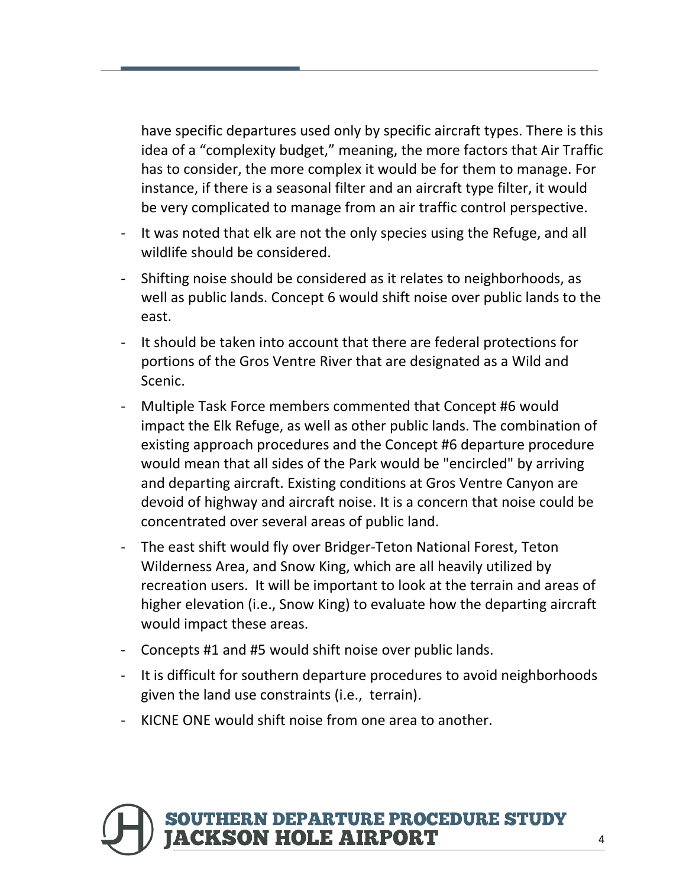have specific departures used only by specific aircraft types. There is this idea of a "complexity budget," meaning, the more factors that Air Traffic has to consider, the more complex it would be for them to manage. For instance, if there is a seasonal filter and an aircraft type filter, it would be very complicated to manage from an air traffic control perspective.

- It was noted that elk are not the only species using the Refuge, and all wildlife should be considered.
- Shifting noise should be considered as it relates to neighborhoods, as well as public lands. Concept 6 would shift noise over public lands to the east.
- It should be taken into account that there are federal protections for portions of the Gros Ventre River that are designated as a Wild and Scenic.
- Multiple Task Force members commented that Concept #6 would impact the Elk Refuge, as well as other public lands. The combination of existing approach procedures and the Concept #6 departure procedure would mean that all sides of the Park would be "encircled" by arriving and departing aircraft. Existing conditions at Gros Ventre Canyon are devoid of highway and aircraft noise. It is a concern that noise could be concentrated over several areas of public land.
- The east shift would fly over Bridger-Teton National Forest, Teton Wilderness Area, and Snow King, which are all heavily utilized by recreation users. It will be important to look at the terrain and areas of higher elevation (i.e., Snow King) to evaluate how the departing aircraft would impact these areas.
- Concepts #1 and #5 would shift noise over public lands.
- It is difficult for southern departure procedures to avoid neighborhoods given the land use constraints (i.e., terrain).
- KICNE ONE would shift noise from one area to another.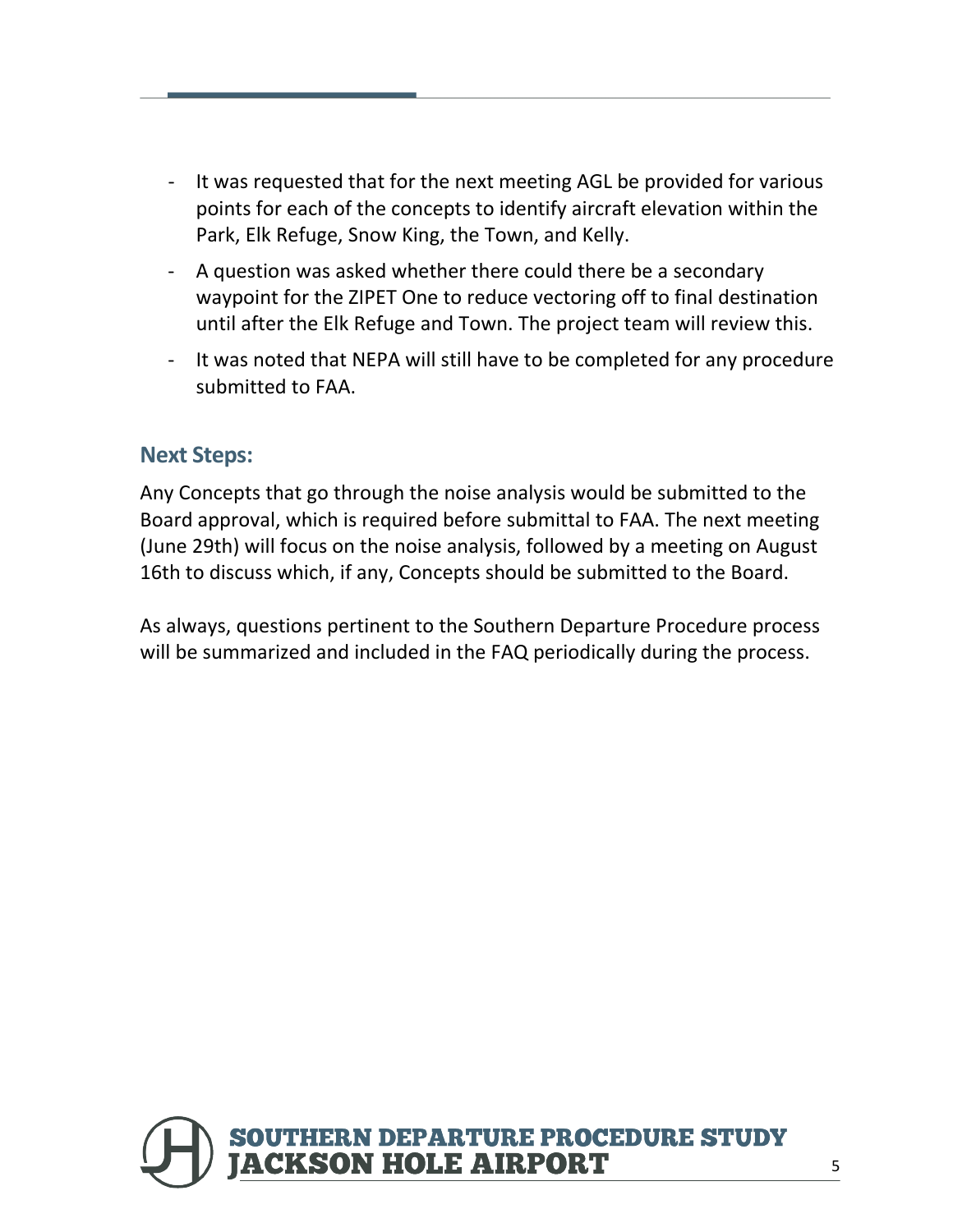- It was requested that for the next meeting AGL be provided for various points for each of the concepts to identify aircraft elevation within the Park, Elk Refuge, Snow King, the Town, and Kelly.
- A question was asked whether there could there be a secondary waypoint for the ZIPET One to reduce vectoring off to final destination until after the Elk Refuge and Town. The project team will review this.
- It was noted that NEPA will still have to be completed for any procedure submitted to FAA.

## Next Steps:

Any Concepts that go through the noise analysis would be submitted to the Board approval, which is required before submittal to FAA. The next meeting (June 29th) will focus on the noise analysis, followed by a meeting on August 16th to discuss which, if any, Concepts should be submitted to the Board.

As always, questions pertinent to the Southern Departure Procedure process will be summarized and included in the FAQ periodically during the process.